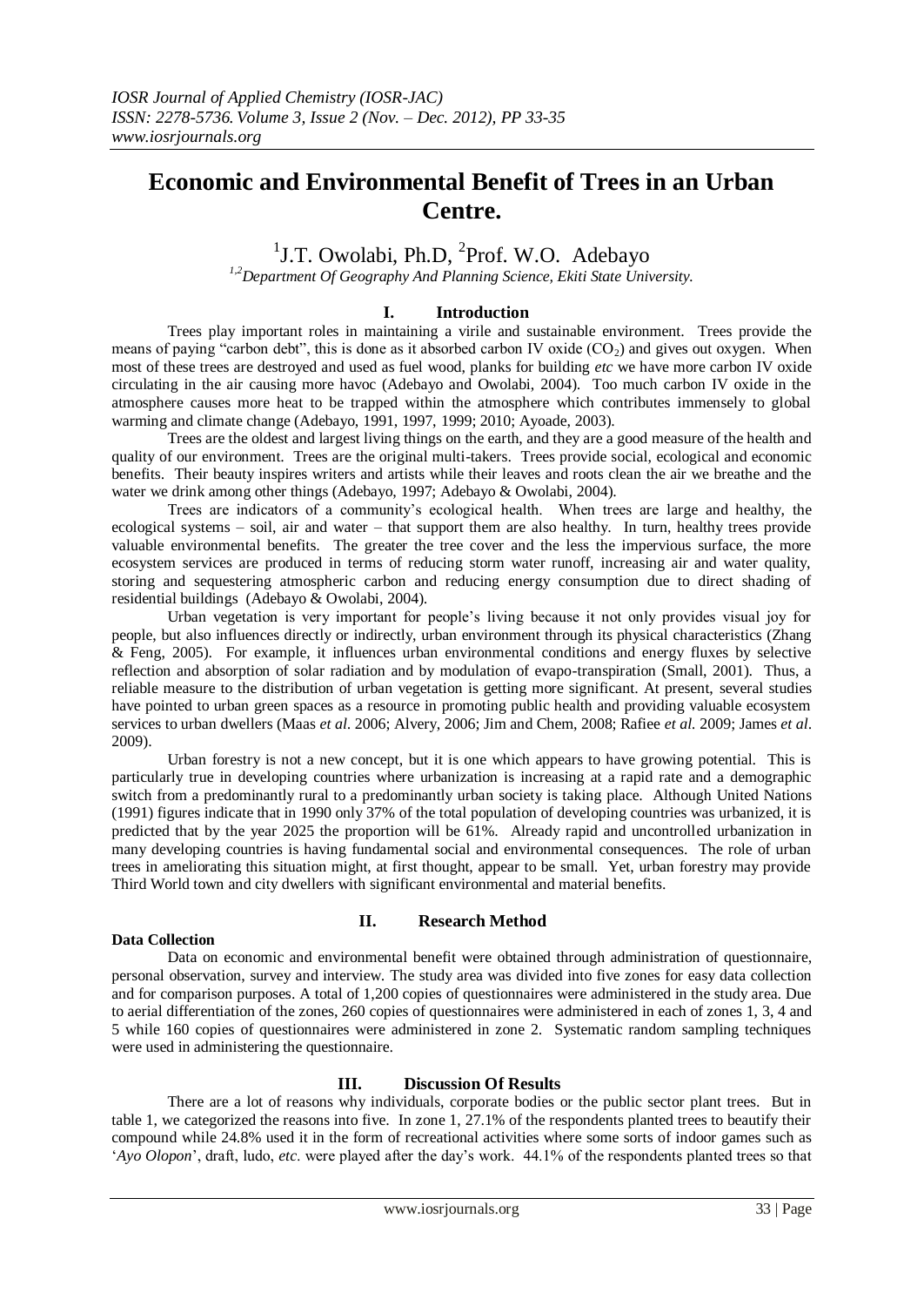# Economic and Environmental Benefit of Trees in an Urban Centre.

[1]J.T. Owolabi, Ph.D, [2]Prof. W.O. Adebayo

*[1,2]Department Of Geography And Planning Science, Ekiti State University.*

## I. Introduction

Trees play important roles in maintaining a virile and sustainable environment. Trees provide the means of paying "carbon debt", this is done as it absorbed carbon IV oxide ($CO_2$) and gives out oxygen. When most of these trees are destroyed and used as fuel wood, planks for building *etc* we have more carbon IV oxide circulating in the air causing more havoc (Adebayo and Owolabi, 2004). Too much carbon IV oxide in the atmosphere causes more heat to be trapped within the atmosphere which contributes immensely to global warming and climate change (Adebayo, 1991, 1997, 1999; 2010; Ayoade, 2003).

Trees are the oldest and largest living things on the earth, and they are a good measure of the health and quality of our environment. Trees are the original multi-takers. Trees provide social, ecological and economic benefits. Their beauty inspires writers and artists while their leaves and roots clean the air we breathe and the water we drink among other things (Adebayo, 1997; Adebayo & Owolabi, 2004).

Trees are indicators of a community's ecological health. When trees are large and healthy, the ecological systems – soil, air and water – that support them are also healthy. In turn, healthy trees provide valuable environmental benefits. The greater the tree cover and the less the impervious surface, the more ecosystem services are produced in terms of reducing storm water runoff, increasing air and water quality, storing and sequestering atmospheric carbon and reducing energy consumption due to direct shading of residential buildings (Adebayo & Owolabi, 2004).

Urban vegetation is very important for people's living because it not only provides visual joy for people, but also influences directly or indirectly, urban environment through its physical characteristics (Zhang & Feng, 2005). For example, it influences urban environmental conditions and energy fluxes by selective reflection and absorption of solar radiation and by modulation of evapo-transpiration (Small, 2001). Thus, a reliable measure to the distribution of urban vegetation is getting more significant. At present, several studies have pointed to urban green spaces as a resource in promoting public health and providing valuable ecosystem services to urban dwellers (Maas *et al.* 2006; Alvery, 2006; Jim and Chem, 2008; Rafiee *et al.* 2009; James *et al.* 2009).

Urban forestry is not a new concept, but it is one which appears to have growing potential. This is particularly true in developing countries where urbanization is increasing at a rapid rate and a demographic switch from a predominantly rural to a predominantly urban society is taking place. Although United Nations (1991) figures indicate that in 1990 only 37% of the total population of developing countries was urbanized, it is predicted that by the year 2025 the proportion will be 61%. Already rapid and uncontrolled urbanization in many developing countries is having fundamental social and environmental consequences. The role of urban trees in ameliorating this situation might, at first thought, appear to be small. Yet, urban forestry may provide Third World town and city dwellers with significant environmental and material benefits.

## II. Research Method

**Data Collection**

Data on economic and environmental benefit were obtained through administration of questionnaire, personal observation, survey and interview. The study area was divided into five zones for easy data collection and for comparison purposes. A total of 1,200 copies of questionnaires were administered in the study area. Due to aerial differentiation of the zones, 260 copies of questionnaires were administered in each of zones 1, 3, 4 and 5 while 160 copies of questionnaires were administered in zone 2. Systematic random sampling techniques were used in administering the questionnaire.

## III. Discussion Of Results

There are a lot of reasons why individuals, corporate bodies or the public sector plant trees. But in table 1, we categorized the reasons into five. In zone 1, 27.1% of the respondents planted trees to beautify their compound while 24.8% used it in the form of recreational activities where some sorts of indoor games such as '*Ayo Olopon*', draft, ludo, *etc.* were played after the day's work. 44.1% of the respondents planted trees so that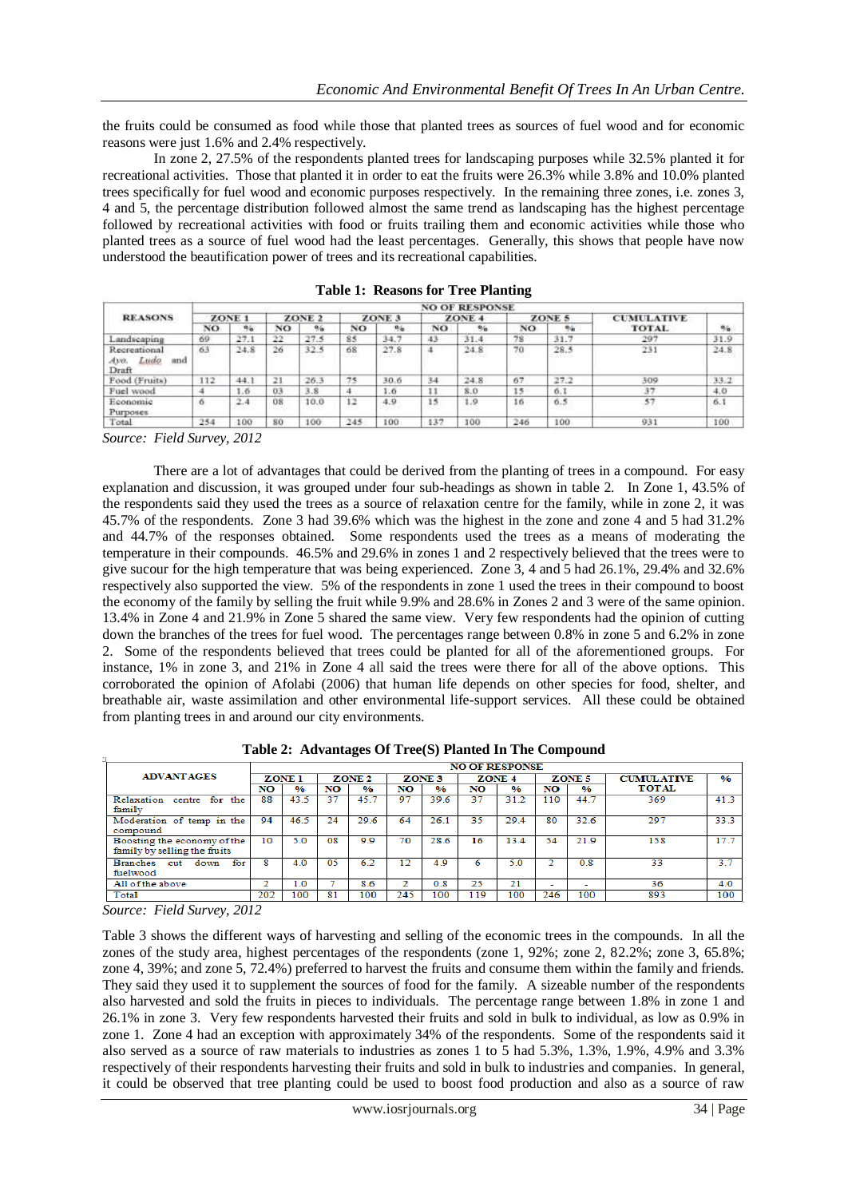the fruits could be consumed as food while those that planted trees as sources of fuel wood and for economic reasons were just 1.6% and 2.4% respectively.

In zone 2, 27.5% of the respondents planted trees for landscaping purposes while 32.5% planted it for recreational activities. Those that planted it in order to eat the fruits were 26.3% while 3.8% and 10.0% planted trees specifically for fuel wood and economic purposes respectively. In the remaining three zones, i.e. zones 3, 4 and 5, the percentage distribution followed almost the same trend as landscaping has the highest percentage followed by recreational activities with food or fruits trailing them and economic activities while those who planted trees as a source of fuel wood had the least percentages. Generally, this shows that people have now understood the beautification power of trees and its recreational capabilities.

**Table 1: Reasons for Tree Planting**

| REASONS | NO OF RESPONSE | | | | | | | | | | | |
|---|---|---|---|---|---|---|---|---|---|---|---|---|
| | ZONE 1 | | ZONE 2 | | ZONE 3 | | ZONE 4 | | ZONE 5 | | CUMULATIVE TOTAL | % |
| | NO | % | NO | % | NO | % | NO | % | NO | % | | |
| Landscaping | 69 | 27.1 | 22 | 27.5 | 85 | 34.7 | 43 | 31.4 | 78 | 31.7 | 297 | 31.9 |
| Recreational Ayo, Ludo and Draft | 63 | 24.8 | 26 | 32.5 | 68 | 27.8 | 4 | 24.8 | 70 | 28.5 | 231 | 24.8 |
| Food (Fruits) | 112 | 44.1 | 21 | 26.3 | 75 | 30.6 | 34 | 24.8 | 67 | 27.2 | 309 | 33.2 |
| Fuel wood | 4 | 1.6 | 03 | 3.8 | 4 | 1.6 | 11 | 8.0 | 15 | 6.1 | 37 | 4.0 |
| Economic Purposes | 6 | 2.4 | 08 | 10.0 | 12 | 4.9 | 15 | 1.9 | 16 | 6.5 | 57 | 6.1 |
| Total | 254 | 100 | 80 | 100 | 245 | 100 | 137 | 100 | 246 | 100 | 931 | 100 |

*Source: Field Survey, 2012*

There are a lot of advantages that could be derived from the planting of trees in a compound. For easy explanation and discussion, it was grouped under four sub-headings as shown in table 2. In Zone 1, 43.5% of the respondents said they used the trees as a source of relaxation centre for the family, while in zone 2, it was 45.7% of the respondents. Zone 3 had 39.6% which was the highest in the zone and zone 4 and 5 had 31.2% and 44.7% of the responses obtained. Some respondents used the trees as a means of moderating the temperature in their compounds. 46.5% and 29.6% in zones 1 and 2 respectively believed that the trees were to give sucour for the high temperature that was being experienced. Zone 3, 4 and 5 had 26.1%, 29.4% and 32.6% respectively also supported the view. 5% of the respondents in zone 1 used the trees in their compound to boost the economy of the family by selling the fruit while 9.9% and 28.6% in Zones 2 and 3 were of the same opinion. 13.4% in Zone 4 and 21.9% in Zone 5 shared the same view. Very few respondents had the opinion of cutting down the branches of the trees for fuel wood. The percentages range between 0.8% in zone 5 and 6.2% in zone 2. Some of the respondents believed that trees could be planted for all of the aforementioned groups. For instance, 1% in zone 3, and 21% in Zone 4 all said the trees were there for all of the above options. This corroborated the opinion of Afolabi (2006) that human life depends on other species for food, shelter, and breathable air, waste assimilation and other environmental life-support services. All these could be obtained from planting trees in and around our city environments.

**Table 2: Advantages Of Tree(S) Planted In The Compound**

| ADVANTAGES | NO OF RESPONSE | | | | | | | | | | | |
|---|---|---|---|---|---|---|---|---|---|---|---|---|
| | ZONE 1 | | ZONE 2 | | ZONE 3 | | ZONE 4 | | ZONE 5 | | CUMULATIVE TOTAL | % |
| | NO | % | NO | % | NO | % | NO | % | NO | % | | |
| Relaxation centre for the family | 88 | 43.5 | 37 | 45.7 | 97 | 39.6 | 37 | 31.2 | 110 | 44.7 | 369 | 41.3 |
| Moderation of temp in the compound | 94 | 46.5 | 24 | 29.6 | 64 | 26.1 | 35 | 29.4 | 80 | 32.6 | 297 | 33.3 |
| Boosting the economy of the family by selling the fruits | 10 | 5.0 | 08 | 9.9 | 70 | 28.6 | 16 | 13.4 | 54 | 21.9 | 158 | 17.7 |
| Branches cut down for fuelwood | 8 | 4.0 | 05 | 6.2 | 12 | 4.9 | 6 | 5.0 | 2 | 0.8 | 33 | 3.7 |
| All of the above | 2 | 1.0 | 7 | 8.6 | 2 | 0.8 | 25 | 21 | - | - | 36 | 4.0 |
| Total | 202 | 100 | 81 | 100 | 245 | 100 | 119 | 100 | 246 | 100 | 893 | 100 |

*Source: Field Survey, 2012*

Table 3 shows the different ways of harvesting and selling of the economic trees in the compounds. In all the zones of the study area, highest percentages of the respondents (zone 1, 92%; zone 2, 82.2%; zone 3, 65.8%; zone 4, 39%; and zone 5, 72.4%) preferred to harvest the fruits and consume them within the family and friends. They said they used it to supplement the sources of food for the family. A sizeable number of the respondents also harvested and sold the fruits in pieces to individuals. The percentage range between 1.8% in zone 1 and 26.1% in zone 3. Very few respondents harvested their fruits and sold in bulk to individual, as low as 0.9% in zone 1. Zone 4 had an exception with approximately 34% of the respondents. Some of the respondents said it also served as a source of raw materials to industries as zones 1 to 5 had 5.3%, 1.3%, 1.9%, 4.9% and 3.3% respectively of their respondents harvesting their fruits and sold in bulk to industries and companies. In general, it could be observed that tree planting could be used to boost food production and also as a source of raw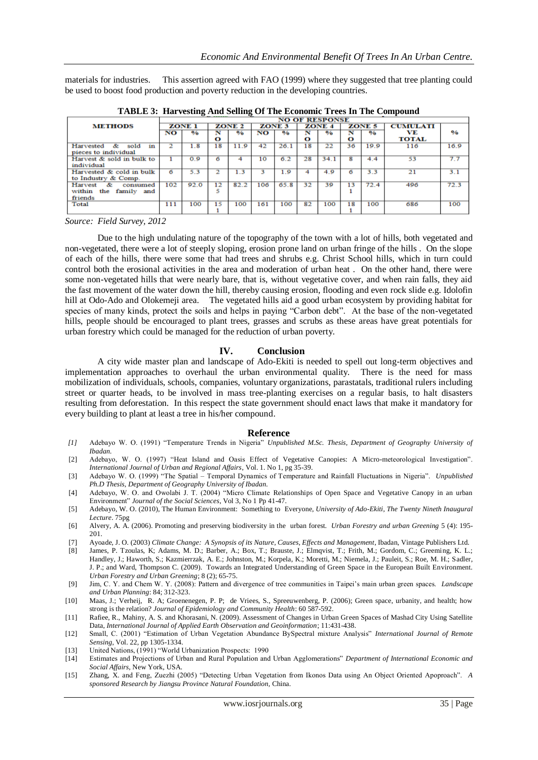materials for industries. This assertion agreed with FAO (1999) where they suggested that tree planting could be used to boost food production and poverty reduction in the developing countries.

**TABLE 3: Harvesting And Selling Of The Economic Trees In The Compound**

| METHODS | NO OF RESPONSE | | | | | | | | | | | |
|---|---|---|---|---|---|---|---|---|---|---|---|---|
| | ZONE 1 | | ZONE 2 | | ZONE 3 | | ZONE 4 | | ZONE 5 | | CUMULATIVE TOTAL | % |
| | NO | % | NO | % | NO | % | NO | % | NO | % | | |
| Harvested & sold in pieces to individual | 2 | 1.8 | 18 | 11.9 | 42 | 26.1 | 18 | 22 | 36 | 19.9 | 116 | 16.9 |
| Harvest & sold in bulk to individual | 1 | 0.9 | 6 | 4 | 10 | 6.2 | 28 | 34.1 | 8 | 4.4 | 53 | 7.7 |
| Harvested & cold in bulk to Industry & Comp. | 6 | 5.3 | 2 | 1.3 | 3 | 1.9 | 4 | 4.9 | 6 | 3.3 | 21 | 3.1 |
| Harvest & consumed within the family and friends | 102 | 92.0 | 125 | 82.2 | 106 | 65.8 | 32 | 39 | 131 | 72.4 | 496 | 72.3 |
| Total | 111 | 100 | 151 | 100 | 161 | 100 | 82 | 100 | 181 | 100 | 686 | 100 |

*Source: Field Survey, 2012*

Due to the high undulating nature of the topography of the town with a lot of hills, both vegetated and non-vegetated, there were a lot of steeply sloping, erosion prone land on urban fringe of the hills . On the slope of each of the hills, there were some that had trees and shrubs e.g. Christ School hills, which in turn could control both the erosional activities in the area and moderation of urban heat . On the other hand, there were some non-vegetated hills that were nearly bare, that is, without vegetative cover, and when rain falls, they aid the fast movement of the water down the hill, thereby causing erosion, flooding and even rock slide e.g. Idolofin hill at Odo-Ado and Olokemeji area. The vegetated hills aid a good urban ecosystem by providing habitat for species of many kinds, protect the soils and helps in paying "Carbon debt". At the base of the non-vegetated hills, people should be encouraged to plant trees, grasses and scrubs as these areas have great potentials for urban forestry which could be managed for the reduction of urban poverty.

## IV. Conclusion

A city wide master plan and landscape of Ado-Ekiti is needed to spell out long-term objectives and implementation approaches to overhaul the urban environmental quality. There is the need for mass mobilization of individuals, schools, companies, voluntary organizations, parastatals, traditional rulers including street or quarter heads, to be involved in mass tree-planting exercises on a regular basis, to halt disasters resulting from deforestation. In this respect the state government should enact laws that make it mandatory for every building to plant at least a tree in his/her compound.

## Reference

- [1] Adebayo W. O. (1991) "Temperature Trends in Nigeria" *Unpublished M.Sc. Thesis, Department of Geography University of Ibadan.*
- [2] Adebayo, W. O. (1997) "Heat Island and Oasis Effect of Vegetative Canopies: A Micro-meteorological Investigation". *International Journal of Urban and Regional Affairs*, Vol. 1. No 1, pg 35-39.
- [3] Adebayo W. O. (1999) "The Spatial – Temporal Dynamics of Temperature and Rainfall Fluctuations in Nigeria". *Unpublished Ph.D Thesis, Department of Geography University of Ibadan.*
- [4] Adebayo, W. O. and Owolabi J. T. (2004) "Micro Climate Relationships of Open Space and Vegetative Canopy in an urban Environment" *Journal of the Social Sciences*, Vol 3, No 1 Pp 41-47.
- [5] Adebayo, W. O. (2010), The Human Environment: Something to Everyone, *University of Ado-Ekiti, The Twenty Nineth Inaugural Lecture*. 75pg
- [6] Alvery, A. A. (2006). Promoting and preserving biodiversity in the urban forest. *Urban Forestry and urban Greening* 5 (4): 195-201.
- [7] Ayoade, J. O. (2003) *Climate Change: A Synopsis of its Nature, Causes, Effects and Management*, Ibadan, Vintage Publishers Ltd.
- [8] James, P. Tzoulas, K; Adams, M. D.; Barber, A.; Box, T.; Brauste, J.; Elmqvist, T.; Frith, M.; Gordom, C.; Greeming, K. L.; Handley, J.; Haworth, S.; Kazmierrzak, A. E.; Johnston, M.; Korpela, K.; Moretti, M.; Niemela, J.; Pauleit, S.; Roe, M. H.; Sadler, J. P.; and Ward, Thompson C. (2009). Towards an Integrated Understanding of Green Space in the European Built Environment. *Urban Forestry and Urban Greening*; 8 (2); 65-75.
- [9] Jim, C. Y. and Chem W. Y. (2008): Pattern and divergence of tree communities in Taipei's main urban green spaces. *Landscape and Urban Planning*: 84; 312-323.
- [10] Maas, J.; Verheij, R. A; Groenenegen, P. P; de Vriees, S., Spreeuwenberg, P. (2006); Green space, urbanity, and health; how strong is the relation? *Journal of Epidemiology and Community Health*: 60 587-592.
- [11] Rafiee, R., Mahiny, A. S. and Khorasani, N. (2009). Assessment of Changes in Urban Green Spaces of Mashad City Using Satellite Data, *International Journal of Applied Earth Observation and Geoinformation*; 11:431-438.
- [12] Small, C. (2001) "Estimation of Urban Vegetation Abundance BySpectral mixture Analysis" *International Journal of Remote Sensing*, Vol. 22, pp 1305-1334.
- [13] United Nations, (1991) "World Urbanization Prospects: 1990
- [14] Estimates and Projections of Urban and Rural Population and Urban Agglomerations" *Department of International Economic and Social Affairs*, New York, USA.
- [15] Zhang, X. and Feng, Zuezhi (2005) "Detecting Urban Vegetation from Ikonos Data using An Object Oriented Apoproach". *A sponsored Research by Jiangsu Province Natural Foundation*, China.